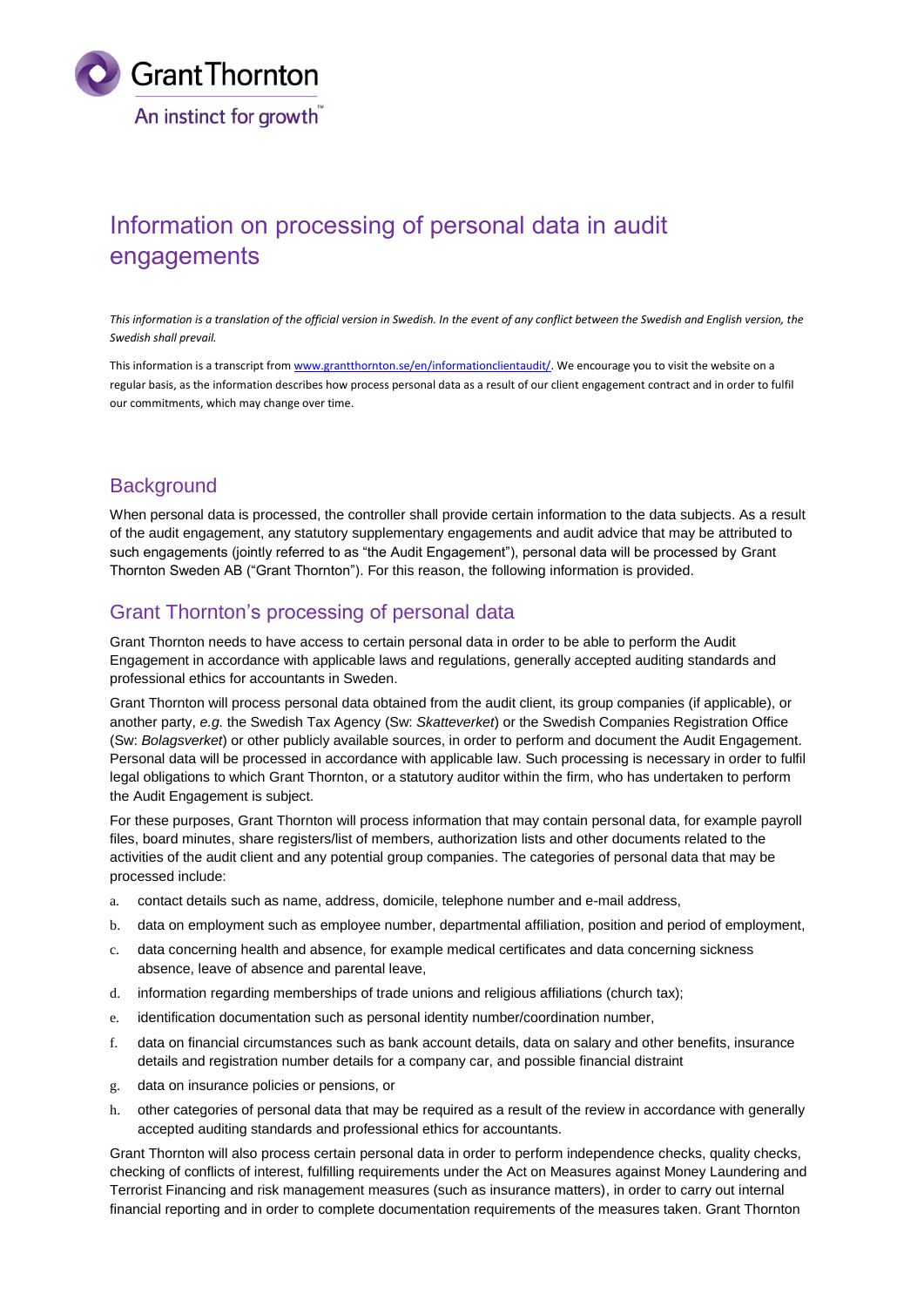# Information on processing of personal data in audit engagements

*This information is a translation of the official version in Swedish. In the event of any conflict between the Swedish and English version, the Swedish shall prevail.*

This information is a transcript from [www.grantthornton.se/en/informationclientaudit/](www.grantthornton.se/en/informationclientaudit/). We encourage you to visit the website on a regular basis, as the information describes how process personal data as a result of our client engagement contract and in order to fulfil our commitments, which may change over time.

## Background

When personal data is processed, the controller shall provide certain information to the data subjects. As a result of the audit engagement, any statutory supplementary engagements and audit advice that may be attributed to such engagements (jointly referred to as "the Audit Engagement"), personal data will be processed by Grant Thornton Sweden AB ("Grant Thornton"). For this reason, the following information is provided.

## Grant Thornton's processing of personal data

Grant Thornton needs to have access to certain personal data in order to be able to perform the Audit Engagement in accordance with applicable laws and regulations, generally accepted auditing standards and professional ethics for accountants in Sweden.

Grant Thornton will process personal data obtained from the audit client, its group companies (if applicable), or another party, *e.g.* the Swedish Tax Agency (Sw: *Skatteverket*) or the Swedish Companies Registration Office (Sw: *Bolagsverket*) or other publicly available sources, in order to perform and document the Audit Engagement. Personal data will be processed in accordance with applicable law. Such processing is necessary in order to fulfil legal obligations to which Grant Thornton, or a statutory auditor within the firm, who has undertaken to perform the Audit Engagement is subject.

For these purposes, Grant Thornton will process information that may contain personal data, for example payroll files, board minutes, share registers/list of members, authorization lists and other documents related to the activities of the audit client and any potential group companies. The categories of personal data that may be processed include:

a. contact details such as name, address, domicile, telephone number and e-mail address,
b. data on employment such as employee number, departmental affiliation, position and period of employment,
c. data concerning health and absence, for example medical certificates and data concerning sickness absence, leave of absence and parental leave,
d. information regarding memberships of trade unions and religious affiliations (church tax);
e. identification documentation such as personal identity number/coordination number,
f. data on financial circumstances such as bank account details, data on salary and other benefits, insurance details and registration number details for a company car, and possible financial distraint
g. data on insurance policies or pensions, or
h. other categories of personal data that may be required as a result of the review in accordance with generally accepted auditing standards and professional ethics for accountants.

Grant Thornton will also process certain personal data in order to perform independence checks, quality checks, checking of conflicts of interest, fulfilling requirements under the Act on Measures against Money Laundering and Terrorist Financing and risk management measures (such as insurance matters), in order to carry out internal financial reporting and in order to complete documentation requirements of the measures taken. Grant Thornton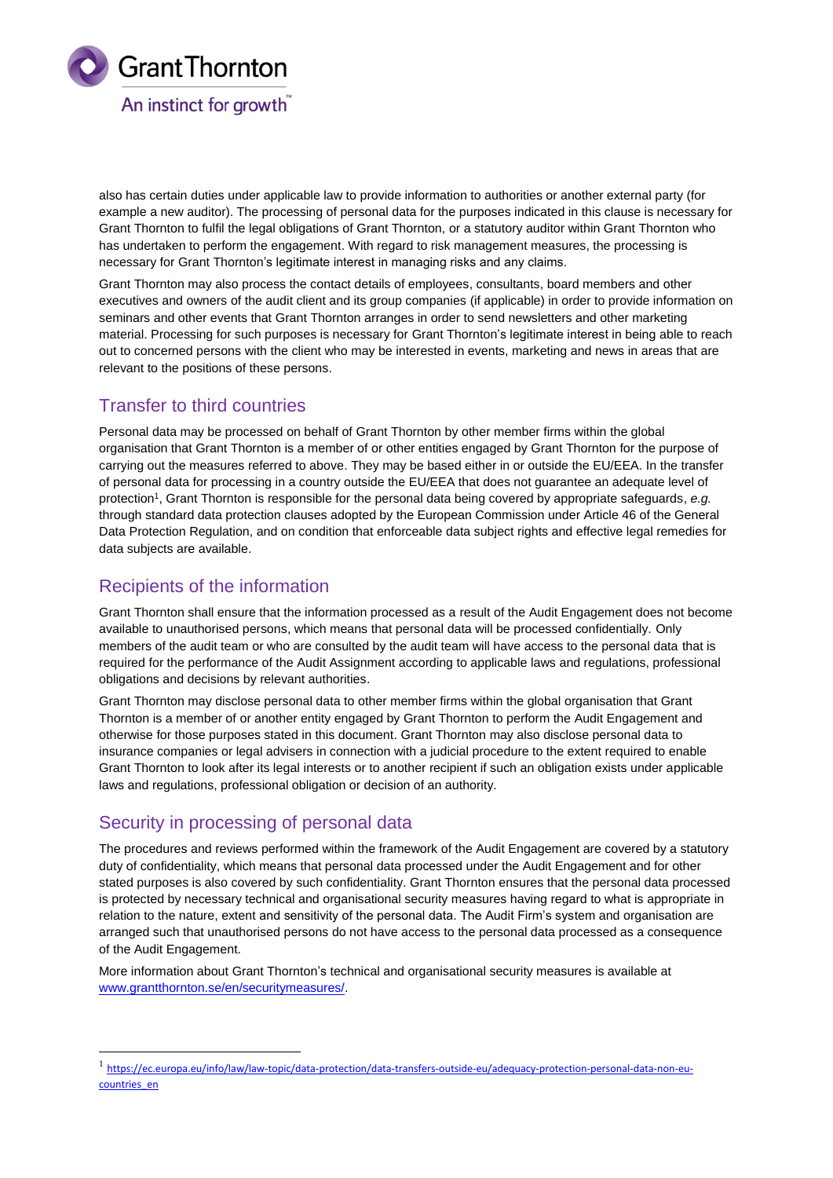also has certain duties under applicable law to provide information to authorities or another external party (for example a new auditor). The processing of personal data for the purposes indicated in this clause is necessary for Grant Thornton to fulfil the legal obligations of Grant Thornton, or a statutory auditor within Grant Thornton who has undertaken to perform the engagement. With regard to risk management measures, the processing is necessary for Grant Thornton's legitimate interest in managing risks and any claims.

Grant Thornton may also process the contact details of employees, consultants, board members and other executives and owners of the audit client and its group companies (if applicable) in order to provide information on seminars and other events that Grant Thornton arranges in order to send newsletters and other marketing material. Processing for such purposes is necessary for Grant Thornton's legitimate interest in being able to reach out to concerned persons with the client who may be interested in events, marketing and news in areas that are relevant to the positions of these persons.

## Transfer to third countries

Personal data may be processed on behalf of Grant Thornton by other member firms within the global organisation that Grant Thornton is a member of or other entities engaged by Grant Thornton for the purpose of carrying out the measures referred to above. They may be based either in or outside the EU/EEA. In the transfer of personal data for processing in a country outside the EU/EEA that does not guarantee an adequate level of protection[1], Grant Thornton is responsible for the personal data being covered by appropriate safeguards, *e.g.* through standard data protection clauses adopted by the European Commission under Article 46 of the General Data Protection Regulation, and on condition that enforceable data subject rights and effective legal remedies for data subjects are available.

## Recipients of the information

Grant Thornton shall ensure that the information processed as a result of the Audit Engagement does not become available to unauthorised persons, which means that personal data will be processed confidentially. Only members of the audit team or who are consulted by the audit team will have access to the personal data that is required for the performance of the Audit Assignment according to applicable laws and regulations, professional obligations and decisions by relevant authorities.

Grant Thornton may disclose personal data to other member firms within the global organisation that Grant Thornton is a member of or another entity engaged by Grant Thornton to perform the Audit Engagement and otherwise for those purposes stated in this document. Grant Thornton may also disclose personal data to insurance companies or legal advisers in connection with a judicial procedure to the extent required to enable Grant Thornton to look after its legal interests or to another recipient if such an obligation exists under applicable laws and regulations, professional obligation or decision of an authority.

## Security in processing of personal data

The procedures and reviews performed within the framework of the Audit Engagement are covered by a statutory duty of confidentiality, which means that personal data processed under the Audit Engagement and for other stated purposes is also covered by such confidentiality. Grant Thornton ensures that the personal data processed is protected by necessary technical and organisational security measures having regard to what is appropriate in relation to the nature, extent and sensitivity of the personal data. The Audit Firm's system and organisation are arranged such that unauthorised persons do not have access to the personal data processed as a consequence of the Audit Engagement.

More information about Grant Thornton's technical and organisational security measures is available at [www.grantthornton.se/en/securitymeasures/](www.grantthornton.se/en/securitymeasures/).

---

[1] [https://ec.europa.eu/info/law/law-topic/data-protection/data-transfers-outside-eu/adequacy-protection-personal-data-non-eu-countries_en](https://ec.europa.eu/info/law/law-topic/data-protection/data-transfers-outside-eu/adequacy-protection-personal-data-non-eu-countries_en)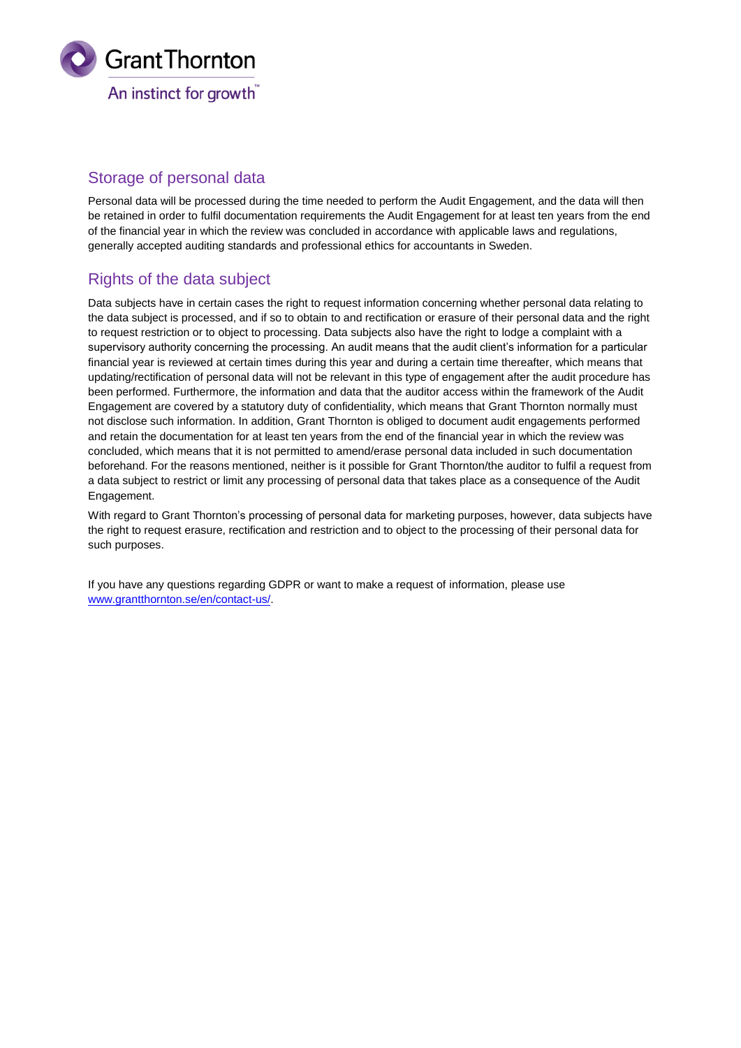## Storage of personal data

Personal data will be processed during the time needed to perform the Audit Engagement, and the data will then be retained in order to fulfil documentation requirements the Audit Engagement for at least ten years from the end of the financial year in which the review was concluded in accordance with applicable laws and regulations, generally accepted auditing standards and professional ethics for accountants in Sweden.

## Rights of the data subject

Data subjects have in certain cases the right to request information concerning whether personal data relating to the data subject is processed, and if so to obtain to and rectification or erasure of their personal data and the right to request restriction or to object to processing. Data subjects also have the right to lodge a complaint with a supervisory authority concerning the processing. An audit means that the audit client's information for a particular financial year is reviewed at certain times during this year and during a certain time thereafter, which means that updating/rectification of personal data will not be relevant in this type of engagement after the audit procedure has been performed. Furthermore, the information and data that the auditor access within the framework of the Audit Engagement are covered by a statutory duty of confidentiality, which means that Grant Thornton normally must not disclose such information. In addition, Grant Thornton is obliged to document audit engagements performed and retain the documentation for at least ten years from the end of the financial year in which the review was concluded, which means that it is not permitted to amend/erase personal data included in such documentation beforehand. For the reasons mentioned, neither is it possible for Grant Thornton/the auditor to fulfil a request from a data subject to restrict or limit any processing of personal data that takes place as a consequence of the Audit Engagement.

With regard to Grant Thornton's processing of personal data for marketing purposes, however, data subjects have the right to request erasure, rectification and restriction and to object to the processing of their personal data for such purposes.

If you have any questions regarding GDPR or want to make a request of information, please use [www.grantthornton.se/en/contact-us/](http://www.grantthornton.se/en/contact-us/).